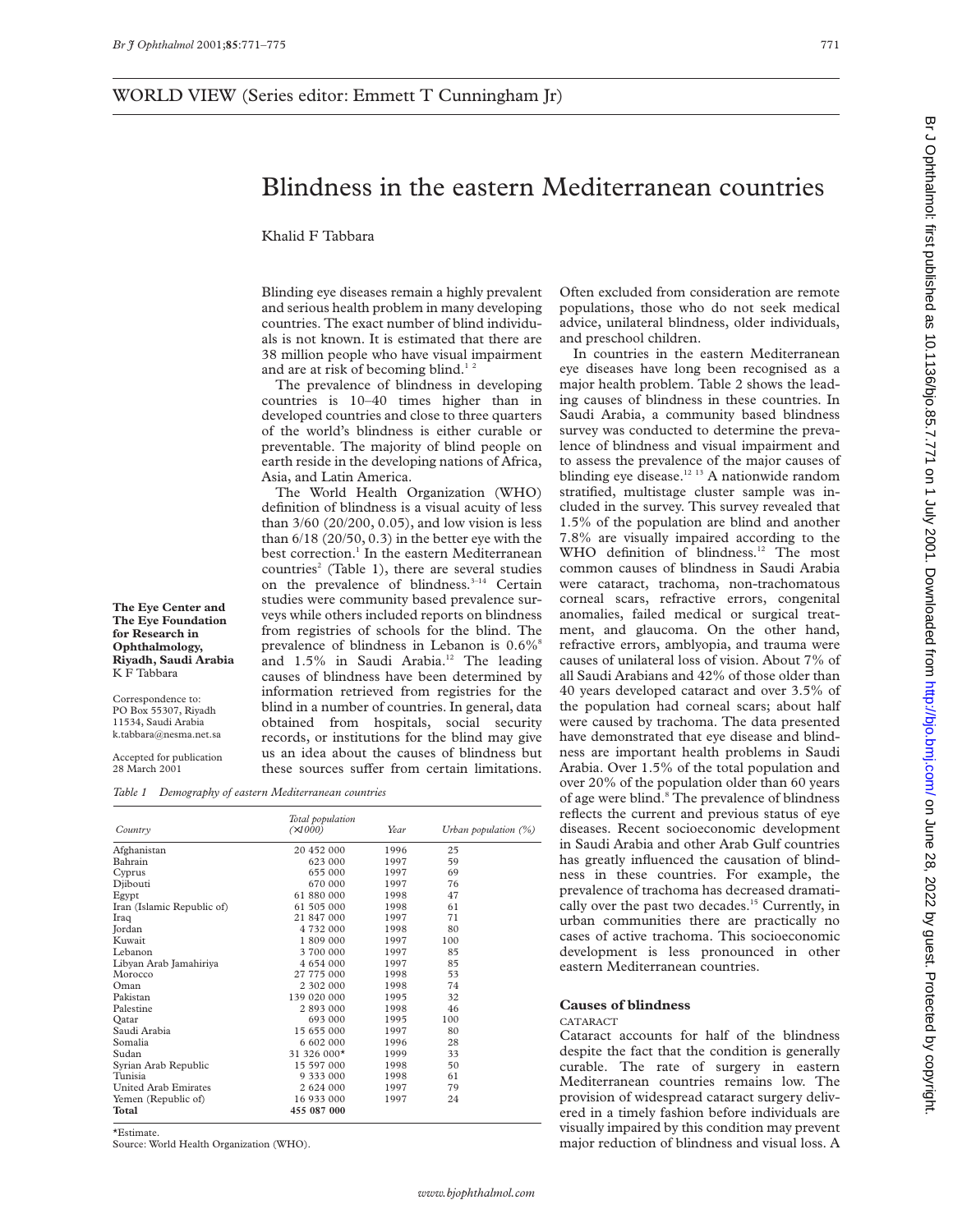WORLD VIEW (Series editor: Emmett T Cunningham Jr)

# Blindness in the eastern Mediterranean countries

Khalid F Tabbara

**The Eye Center and The Eye Foundation for Research in Ophthalmology, Riyadh, Saudi Arabia**
K F Tabbara

Correspondence to:
PO Box 55307, Riyadh 11534, Saudi Arabia
k.tabbara@nesma.net.sa

Accepted for publication 28 March 2001

Blinding eye diseases remain a highly prevalent and serious health problem in many developing countries. The exact number of blind individuals is not known. It is estimated that there are 38 million people who have visual impairment and are at risk of becoming blind.[1 2]

The prevalence of blindness in developing countries is 10–40 times higher than in developed countries and close to three quarters of the world's blindness is either curable or preventable. The majority of blind people on earth reside in the developing nations of Africa, Asia, and Latin America.

The World Health Organization (WHO) definition of blindness is a visual acuity of less than 3/60 (20/200, 0.05), and low vision is less than 6/18 (20/50, 0.3) in the better eye with the best correction.[1] In the eastern Mediterranean countries[2] (Table 1), there are several studies on the prevalence of blindness.[3–14] Certain studies were community based prevalence surveys while others included reports on blindness from registries of schools for the blind. The prevalence of blindness in Lebanon is 0.6%[8] and 1.5% in Saudi Arabia.[12] The leading causes of blindness have been determined by information retrieved from registries for the blind in a number of countries. In general, data obtained from hospitals, social security records, or institutions for the blind may give us an idea about the causes of blindness but these sources suffer from certain limitations. Often excluded from consideration are remote populations, those who do not seek medical advice, unilateral blindness, older individuals, and preschool children.

*Table 1 Demography of eastern Mediterranean countries*

| Country | Total population (×1000) | Year | Urban population (%) |
|---|---|---|---|
| Afghanistan | 20 452 000 | 1996 | 25 |
| Bahrain | 623 000 | 1997 | 59 |
| Cyprus | 655 000 | 1997 | 69 |
| Djibouti | 670 000 | 1997 | 76 |
| Egypt | 61 880 000 | 1998 | 47 |
| Iran (Islamic Republic of) | 61 505 000 | 1998 | 61 |
| Iraq | 21 847 000 | 1997 | 71 |
| Jordan | 4 732 000 | 1998 | 80 |
| Kuwait | 1 809 000 | 1997 | 100 |
| Lebanon | 3 700 000 | 1997 | 85 |
| Libyan Arab Jamahiriya | 4 654 000 | 1997 | 85 |
| Morocco | 27 775 000 | 1998 | 53 |
| Oman | 2 302 000 | 1998 | 74 |
| Pakistan | 139 020 000 | 1995 | 32 |
| Palestine | 2 893 000 | 1998 | 46 |
| Qatar | 693 000 | 1995 | 100 |
| Saudi Arabia | 15 655 000 | 1997 | 80 |
| Somalia | 6 602 000 | 1996 | 28 |
| Sudan | 31 326 000* | 1999 | 33 |
| Syrian Arab Republic | 15 597 000 | 1998 | 50 |
| Tunisia | 9 333 000 | 1998 | 61 |
| United Arab Emirates | 2 624 000 | 1997 | 79 |
| Yemen (Republic of) | 16 933 000 | 1997 | 24 |
| **Total** | **455 087 000** | | |

*Estimate.
Source: World Health Organization (WHO).

In countries in the eastern Mediterranean eye diseases have long been recognised as a major health problem. Table 2 shows the leading causes of blindness in these countries. In Saudi Arabia, a community based blindness survey was conducted to determine the prevalence of blindness and visual impairment and to assess the prevalence of the major causes of blinding eye disease.[12 13] A nationwide random stratified, multistage cluster sample was included in the survey. This survey revealed that 1.5% of the population are blind and another 7.8% are visually impaired according to the WHO definition of blindness.[12] The most common causes of blindness in Saudi Arabia were cataract, trachoma, non-trachomatous corneal scars, refractive errors, congenital anomalies, failed medical or surgical treatment, and glaucoma. On the other hand, refractive errors, amblyopia, and trauma were causes of unilateral loss of vision. About 7% of all Saudi Arabians and 42% of those older than 40 years developed cataract and over 3.5% of the population had corneal scars; about half were caused by trachoma. The data presented have demonstrated that eye disease and blindness are important health problems in Saudi Arabia. Over 1.5% of the total population and over 20% of the population older than 60 years of age were blind.[8] The prevalence of blindness reflects the current and previous status of eye diseases. Recent socioeconomic development in Saudi Arabia and other Arab Gulf countries has greatly influenced the causation of blindness in these countries. For example, the prevalence of trachoma has decreased dramatically over the past two decades.[15] Currently, in urban communities there are practically no cases of active trachoma. This socioeconomic development is less pronounced in other eastern Mediterranean countries.

## Causes of blindness

### CATARACT

Cataract accounts for half of the blindness despite the fact that the condition is generally curable. The rate of surgery in eastern Mediterranean countries remains low. The provision of widespread cataract surgery delivered in a timely fashion before individuals are visually impaired by this condition may prevent major reduction of blindness and visual loss. A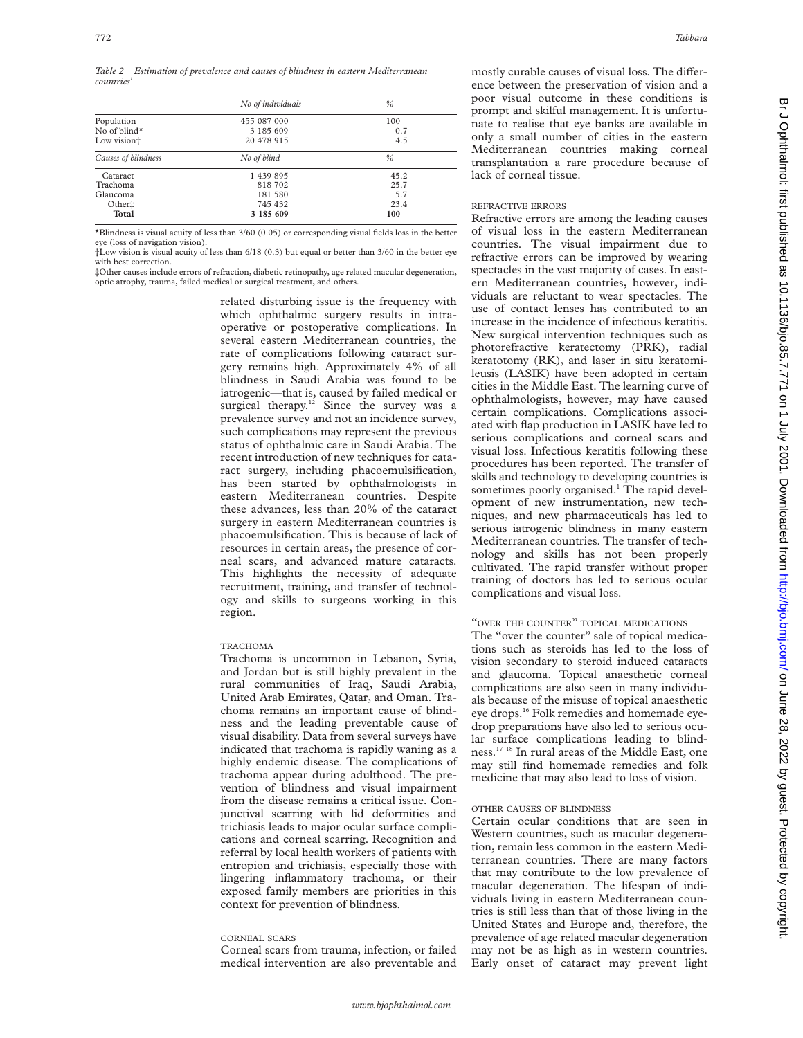*Table 2 Estimation of prevalence and causes of blindness in eastern Mediterranean countries*[1]

| | No of individuals | % |
|---|---|---|
| Population | 455 087 000 | 100 |
| No of blind* | 3 185 609 | 0.7 |
| Low vision† | 20 478 915 | 4.5 |
| *Causes of blindness* | *No of blind* | *%* |
| Cataract | 1 439 895 | 45.2 |
| Trachoma | 818 702 | 25.7 |
| Glaucoma | 181 580 | 5.7 |
| Other‡ | 745 432 | 23.4 |
| **Total** | **3 185 609** | **100** |

*Blindness is visual acuity of less than 3/60 (0.05) or corresponding visual fields loss in the better eye (loss of navigation vision).
†Low vision is visual acuity of less than 6/18 (0.3) but equal or better than 3/60 in the better eye with best correction.
‡Other causes include errors of refraction, diabetic retinopathy, age related macular degeneration, optic atrophy, trauma, failed medical or surgical treatment, and others.

related disturbing issue is the frequency with which ophthalmic surgery results in intraoperative or postoperative complications. In several eastern Mediterranean countries, the rate of complications following cataract surgery remains high. Approximately 4% of all blindness in Saudi Arabia was found to be iatrogenic—that is, caused by failed medical or surgical therapy.[12] Since the survey was a prevalence survey and not an incidence survey, such complications may represent the previous status of ophthalmic care in Saudi Arabia. The recent introduction of new techniques for cataract surgery, including phacoemulsification, has been started by ophthalmologists in eastern Mediterranean countries. Despite these advances, less than 20% of the cataract surgery in eastern Mediterranean countries is phacoemulsification. This is because of lack of resources in certain areas, the presence of corneal scars, and advanced mature cataracts. This highlights the necessity of adequate recruitment, training, and transfer of technology and skills to surgeons working in this region.

### TRACHOMA

Trachoma is uncommon in Lebanon, Syria, and Jordan but is still highly prevalent in the rural communities of Iraq, Saudi Arabia, United Arab Emirates, Qatar, and Oman. Trachoma remains an important cause of blindness and the leading preventable cause of visual disability. Data from several surveys have indicated that trachoma is rapidly waning as a highly endemic disease. The complications of trachoma appear during adulthood. The prevention of blindness and visual impairment from the disease remains a critical issue. Conjunctival scarring with lid deformities and trichiasis leads to major ocular surface complications and corneal scarring. Recognition and referral by local health workers of patients with entropion and trichiasis, especially those with lingering inflammatory trachoma, or their exposed family members are priorities in this context for prevention of blindness.

### CORNEAL SCARS

Corneal scars from trauma, infection, or failed medical intervention are also preventable and mostly curable causes of visual loss. The difference between the preservation of vision and a poor visual outcome in these conditions is prompt and skilful management. It is unfortunate to realise that eye banks are available in only a small number of cities in the eastern Mediterranean countries making corneal transplantation a rare procedure because of lack of corneal tissue.

### REFRACTIVE ERRORS

Refractive errors are among the leading causes of visual loss in the eastern Mediterranean countries. The visual impairment due to refractive errors can be improved by wearing spectacles in the vast majority of cases. In eastern Mediterranean countries, however, individuals are reluctant to wear spectacles. The use of contact lenses has contributed to an increase in the incidence of infectious keratitis. New surgical intervention techniques such as photorefractive keratectomy (PRK), radial keratotomy (RK), and laser in situ keratomileusis (LASIK) have been adopted in certain cities in the Middle East. The learning curve of ophthalmologists, however, may have caused certain complications. Complications associated with flap production in LASIK have led to serious complications and corneal scars and visual loss. Infectious keratitis following these procedures has been reported. The transfer of skills and technology to developing countries is sometimes poorly organised.[1] The rapid development of new instrumentation, new techniques, and new pharmaceuticals has led to serious iatrogenic blindness in many eastern Mediterranean countries. The transfer of technology and skills has not been properly cultivated. The rapid transfer without proper training of doctors has led to serious ocular complications and visual loss.

### "OVER THE COUNTER" TOPICAL MEDICATIONS

The "over the counter" sale of topical medications such as steroids has led to the loss of vision secondary to steroid induced cataracts and glaucoma. Topical anaesthetic corneal complications are also seen in many individuals because of the misuse of topical anaesthetic eye drops.[16] Folk remedies and homemade eyedrop preparations have also led to serious ocular surface complications leading to blindness.[17,18] In rural areas of the Middle East, one may still find homemade remedies and folk medicine that may also lead to loss of vision.

### OTHER CAUSES OF BLINDNESS

Certain ocular conditions that are seen in Western countries, such as macular degeneration, remain less common in the eastern Mediterranean countries. There are many factors that may contribute to the low prevalence of macular degeneration. The lifespan of individuals living in eastern Mediterranean countries is still less than that of those living in the United States and Europe and, therefore, the prevalence of age related macular degeneration may not be as high as in western countries. Early onset of cataract may prevent light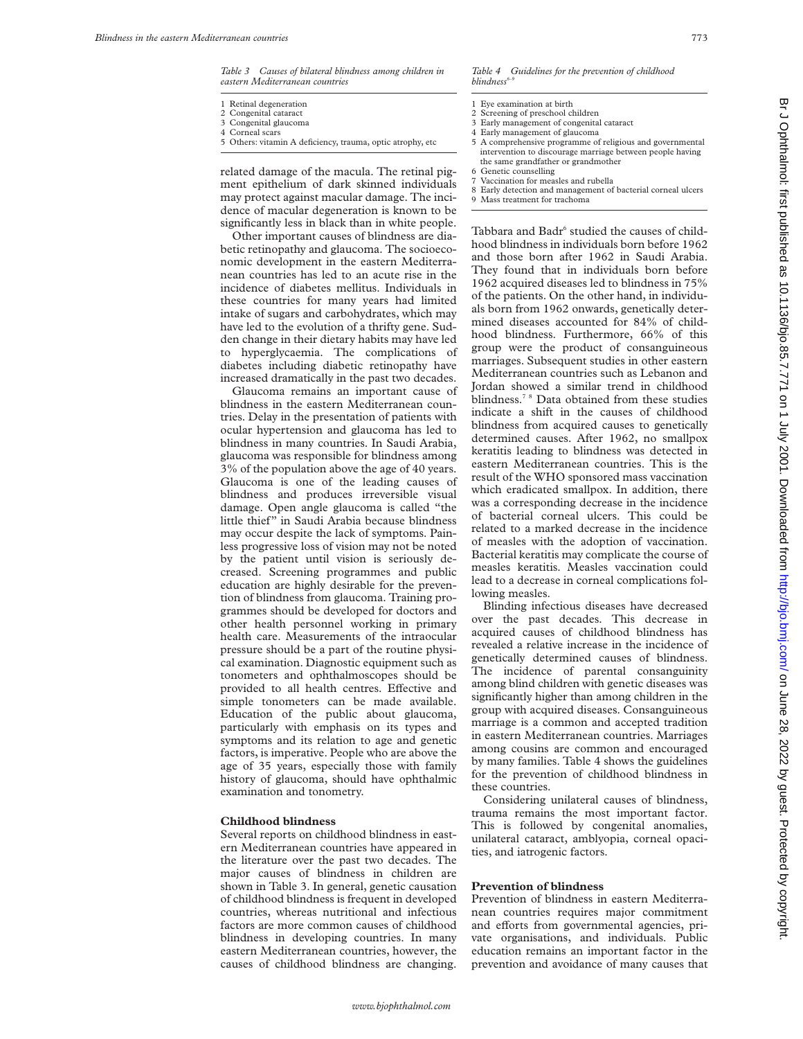*Table 3 Causes of bilateral blindness among children in eastern Mediterranean countries*

1 Retinal degeneration
2 Congenital cataract
3 Congenital glaucoma
4 Corneal scars
5 Others: vitamin A deficiency, trauma, optic atrophy, etc

related damage of the macula. The retinal pigment epithelium of dark skinned individuals may protect against macular damage. The incidence of macular degeneration is known to be significantly less in black than in white people.

Other important causes of blindness are diabetic retinopathy and glaucoma. The socioeconomic development in the eastern Mediterranean countries has led to an acute rise in the incidence of diabetes mellitus. Individuals in these countries for many years had limited intake of sugars and carbohydrates, which may have led to the evolution of a thrifty gene. Sudden change in their dietary habits may have led to hyperglycaemia. The complications of diabetes including diabetic retinopathy have increased dramatically in the past two decades.

Glaucoma remains an important cause of blindness in the eastern Mediterranean countries. Delay in the presentation of patients with ocular hypertension and glaucoma has led to blindness in many countries. In Saudi Arabia, glaucoma was responsible for blindness among 3% of the population above the age of 40 years. Glaucoma is one of the leading causes of blindness and produces irreversible visual damage. Open angle glaucoma is called "the little thief" in Saudi Arabia because blindness may occur despite the lack of symptoms. Painless progressive loss of vision may not be noted by the patient until vision is seriously decreased. Screening programmes and public education are highly desirable for the prevention of blindness from glaucoma. Training programmes should be developed for doctors and other health personnel working in primary health care. Measurements of the intraocular pressure should be a part of the routine physical examination. Diagnostic equipment such as tonometers and ophthalmoscopes should be provided to all health centres. Effective and simple tonometers can be made available. Education of the public about glaucoma, particularly with emphasis on its types and symptoms and its relation to age and genetic factors, is imperative. People who are above the age of 35 years, especially those with family history of glaucoma, should have ophthalmic examination and tonometry.

## Childhood blindness

Several reports on childhood blindness in eastern Mediterranean countries have appeared in the literature over the past two decades. The major causes of blindness in children are shown in Table 3. In general, genetic causation of childhood blindness is frequent in developed countries, whereas nutritional and infectious factors are more common causes of childhood blindness in developing countries. In many eastern Mediterranean countries, however, the causes of childhood blindness are changing.

*Table 4 Guidelines for the prevention of childhood blindness[6–9]*

1 Eye examination at birth
2 Screening of preschool children
3 Early management of congenital cataract
4 Early management of glaucoma
5 A comprehensive programme of religious and governmental intervention to discourage marriage between people having the same grandfather or grandmother
6 Genetic counselling
7 Vaccination for measles and rubella
8 Early detection and management of bacterial corneal ulcers
9 Mass treatment for trachoma

Tabbara and Badr[6] studied the causes of childhood blindness in individuals born before 1962 and those born after 1962 in Saudi Arabia. They found that in individuals born before 1962 acquired diseases led to blindness in 75% of the patients. On the other hand, in individuals born from 1962 onwards, genetically determined diseases accounted for 84% of childhood blindness. Furthermore, 66% of this group were the product of consanguineous marriages. Subsequent studies in other eastern Mediterranean countries such as Lebanon and Jordan showed a similar trend in childhood blindness.[7 8] Data obtained from these studies indicate a shift in the causes of childhood blindness from acquired causes to genetically determined causes. After 1962, no smallpox keratitis leading to blindness was detected in eastern Mediterranean countries. This is the result of the WHO sponsored mass vaccination which eradicated smallpox. In addition, there was a corresponding decrease in the incidence of bacterial corneal ulcers. This could be related to a marked decrease in the incidence of measles with the adoption of vaccination. Bacterial keratitis may complicate the course of measles keratitis. Measles vaccination could lead to a decrease in corneal complications following measles.

Blinding infectious diseases have decreased over the past decades. This decrease in acquired causes of childhood blindness has revealed a relative increase in the incidence of genetically determined causes of blindness. The incidence of parental consanguinity among blind children with genetic diseases was significantly higher than among children in the group with acquired diseases. Consanguineous marriage is a common and accepted tradition in eastern Mediterranean countries. Marriages among cousins are common and encouraged by many families. Table 4 shows the guidelines for the prevention of childhood blindness in these countries.

Considering unilateral causes of blindness, trauma remains the most important factor. This is followed by congenital anomalies, unilateral cataract, amblyopia, corneal opacities, and iatrogenic factors.

## Prevention of blindness

Prevention of blindness in eastern Mediterranean countries requires major commitment and efforts from governmental agencies, private organisations, and individuals. Public education remains an important factor in the prevention and avoidance of many causes that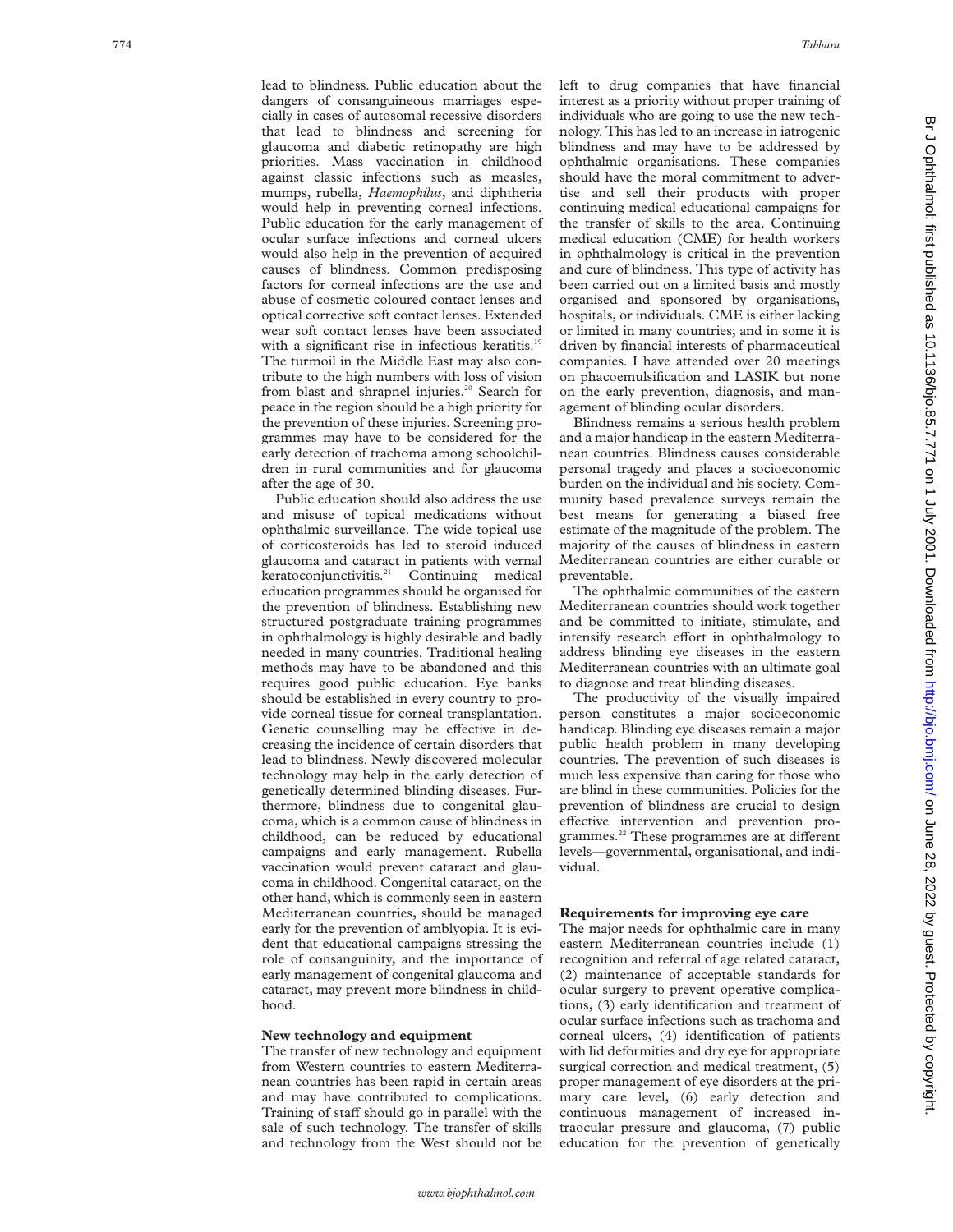lead to blindness. Public education about the dangers of consanguineous marriages especially in cases of autosomal recessive disorders that lead to blindness and screening for glaucoma and diabetic retinopathy are high priorities. Mass vaccination in childhood against classic infections such as measles, mumps, rubella, *Haemophilus*, and diphtheria would help in preventing corneal infections. Public education for the early management of ocular surface infections and corneal ulcers would also help in the prevention of acquired causes of blindness. Common predisposing factors for corneal infections are the use and abuse of cosmetic coloured contact lenses and optical corrective soft contact lenses. Extended wear soft contact lenses have been associated with a significant rise in infectious keratitis.[19] The turmoil in the Middle East may also contribute to the high numbers with loss of vision from blast and shrapnel injuries.[20] Search for peace in the region should be a high priority for the prevention of these injuries. Screening programmes may have to be considered for the early detection of trachoma among schoolchildren in rural communities and for glaucoma after the age of 30.

Public education should also address the use and misuse of topical medications without ophthalmic surveillance. The wide topical use of corticosteroids has led to steroid induced glaucoma and cataract in patients with vernal keratoconjunctivitis.[21] Continuing medical education programmes should be organised for the prevention of blindness. Establishing new structured postgraduate training programmes in ophthalmology is highly desirable and badly needed in many countries. Traditional healing methods may have to be abandoned and this requires good public education. Eye banks should be established in every country to provide corneal tissue for corneal transplantation. Genetic counselling may be effective in decreasing the incidence of certain disorders that lead to blindness. Newly discovered molecular technology may help in the early detection of genetically determined blinding diseases. Furthermore, blindness due to congenital glaucoma, which is a common cause of blindness in childhood, can be reduced by educational campaigns and early management. Rubella vaccination would prevent cataract and glaucoma in childhood. Congenital cataract, on the other hand, which is commonly seen in eastern Mediterranean countries, should be managed early for the prevention of amblyopia. It is evident that educational campaigns stressing the role of consanguinity, and the importance of early management of congenital glaucoma and cataract, may prevent more blindness in childhood.

## New technology and equipment

The transfer of new technology and equipment from Western countries to eastern Mediterranean countries has been rapid in certain areas and may have contributed to complications. Training of staff should go in parallel with the sale of such technology. The transfer of skills and technology from the West should not be left to drug companies that have financial interest as a priority without proper training of individuals who are going to use the new technology. This has led to an increase in iatrogenic blindness and may have to be addressed by ophthalmic organisations. These companies should have the moral commitment to advertise and sell their products with proper continuing medical educational campaigns for the transfer of skills to the area. Continuing medical education (CME) for health workers in ophthalmology is critical in the prevention and cure of blindness. This type of activity has been carried out on a limited basis and mostly organised and sponsored by organisations, hospitals, or individuals. CME is either lacking or limited in many countries; and in some it is driven by financial interests of pharmaceutical companies. I have attended over 20 meetings on phacoemulsification and LASIK but none on the early prevention, diagnosis, and management of blinding ocular disorders.

Blindness remains a serious health problem and a major handicap in the eastern Mediterranean countries. Blindness causes considerable personal tragedy and places a socioeconomic burden on the individual and his society. Community based prevalence surveys remain the best means for generating a biased free estimate of the magnitude of the problem. The majority of the causes of blindness in eastern Mediterranean countries are either curable or preventable.

The ophthalmic communities of the eastern Mediterranean countries should work together and be committed to initiate, stimulate, and intensify research effort in ophthalmology to address blinding eye diseases in the eastern Mediterranean countries with an ultimate goal to diagnose and treat blinding diseases.

The productivity of the visually impaired person constitutes a major socioeconomic handicap. Blinding eye diseases remain a major public health problem in many developing countries. The prevention of such diseases is much less expensive than caring for those who are blind in these communities. Policies for the prevention of blindness are crucial to design effective intervention and prevention programmes.[22] These programmes are at different levels—governmental, organisational, and individual.

## Requirements for improving eye care

The major needs for ophthalmic care in many eastern Mediterranean countries include (1) recognition and referral of age related cataract, (2) maintenance of acceptable standards for ocular surgery to prevent operative complications, (3) early identification and treatment of ocular surface infections such as trachoma and corneal ulcers, (4) identification of patients with lid deformities and dry eye for appropriate surgical correction and medical treatment, (5) proper management of eye disorders at the primary care level, (6) early detection and continuous management of increased intraocular pressure and glaucoma, (7) public education for the prevention of genetically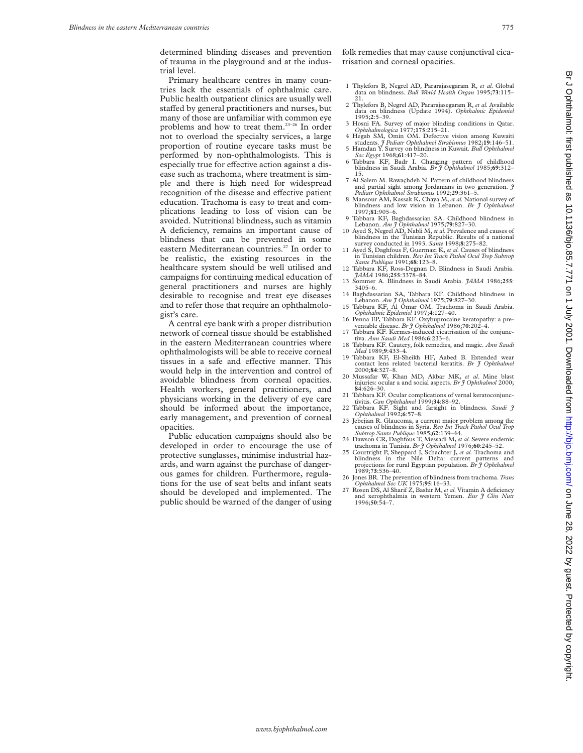determined blinding diseases and prevention of trauma in the playground and at the industrial level.

Primary healthcare centres in many countries lack the essentials of ophthalmic care. Public health outpatient clinics are usually well staffed by general practitioners and nurses, but many of those are unfamiliar with common eye problems and how to treat them.[23–26] In order not to overload the specialty services, a large proportion of routine eyecare tasks must be performed by non-ophthalmologists. This is especially true for effective action against a disease such as trachoma, where treatment is simple and there is high need for widespread recognition of the disease and effective patient education. Trachoma is easy to treat and complications leading to loss of vision can be avoided. Nutritional blindness, such as vitamin A deficiency, remains an important cause of blindness that can be prevented in some eastern Mediterranean countries.[27] In order to be realistic, the existing resources in the healthcare system should be well utilised and campaigns for continuing medical education of general practitioners and nurses are highly desirable to recognise and treat eye diseases and to refer those that require an ophthalmologist's care.

A central eye bank with a proper distribution network of corneal tissue should be established in the eastern Mediterranean countries where ophthalmologists will be able to receive corneal tissues in a safe and effective manner. This would help in the intervention and control of avoidable blindness from corneal opacities. Health workers, general practitioners, and physicians working in the delivery of eye care should be informed about the importance, early management, and prevention of corneal opacities.

Public education campaigns should also be developed in order to encourage the use of protective sunglasses, minimise industrial hazards, and warn against the purchase of dangerous games for children. Furthermore, regulations for the use of seat belts and infant seats should be developed and implemented. The public should be warned of the danger of using folk remedies that may cause conjunctival cicatrisation and corneal opacities.

1. Thylefors B, Negrel AD, Pararajasegaram R, *et al*. Global data on blindness. *Bull World Health Organ* 1995;**73**:115–21.
2. Thylefors B, Negrel AD, Pararajasegaram R, *et al*. Available data on blindness (Update 1994). *Ophthalmic Epidemiol* 1995;**2**:5–39.
3. Hosni FA. Survey of major blinding conditions in Qatar. *Ophthalmologica* 1977;**175**:215–21.
4. Hegab SM, Omin OM. Defective vision among Kuwaiti students. *J Pediatr Ophthalmol Strabismus* 1982;**19**:146–51.
5. Hamdan Y. Survey on blindness in Kuwait. *Bull Ophthalmol Soc Egypt* 1968;**61**:417–20.
6. Tabbara KF, Badr I. Changing pattern of childhood blindness in Saudi Arabia. *Br J Ophthalmol* 1985;**69**:312–15.
7. Al Salem M. Rawaçhdeh N. Pattern of childhood blindness and partial sight among Jordanians in two generation. *J Pediatr Ophthalmol Strabismus* 1992;**29**:361–5.
8. Mansour AM, Kassak K, Chaya M, *et al*. National survey of blindness and low vision in Lebanon. *Br J Ophthalmol* 1997;**81**:905–6.
9. Tabbara KF, Baghdassarian SA. Childhood blindness in Lebanon. *Am J Ophthalmol* 1975;**79**:827–30.
10. Ayed S, Negrel AD, Nabli M, *et al*. Prevalence and causes of blindness in the Tunisian Republic. Results of a national survey conducted in 1993. *Sante* 1998;**8**:275–82.
11. Ayed S, Daghfous F, Guermazi K, *et al*. Causes of blindness in Tunisian children. *Rev Int Trach Pathol Ocul Trop Subtrop Sante Publique* 1991;**68**:123–8.
12. Tabbara KF, Ross-Degnan D. Blindness in Saudi Arabia. *JAMA* 1986;**255**:3378–84.
13. Sommer A. Blindness in Saudi Arabia. *JAMA* 1986;**255**:3405–6.
14. Baghdassarian SA, Tabbara KF. Childhood blindness in Lebanon. *Am J Ophthalmol* 1975;**79**:827–30.
15. Tabbara KF, Al Omar OM. Trachoma in Saudi Arabia. *Ophthalmic Epidemiol* 1997;**4**:127–40.
16. Penna EP, Tabbara KF. Oxybuprocaine keratopathy: a preventable disease. *Br J Ophthalmol* 1986;**70**:202–4.
17. Tabbara KF. Kermes-induced cicatrisation of the conjunctiva. *Ann Saudi Med* 1986;**6**:233–6.
18. Tabbara KF. Cautery, folk remedies, and magic. *Ann Saudi Med* 1989;**9**:433–4.
19. Tabbara KF, El-Sheikh HF, Aabed B. Extended wear contact lens related bacterial keratitis. *Br J Ophthalmol* 2000;**84**:327–8.
20. Mussafar W, Khan MD, Akbar MK, *et al*. Mine blast injuries: ocular a and social aspects. *Br J Ophthalmol* 2000; **84**:626–30.
21. Tabbara KF. Ocular complications of vernal keratoconjunctivitis. *Can Ophthalmol* 1999;**34**:88–92.
22. Tabbara KF. Sight and farsight in blindness. *Saudi J Ophthalmol* 1992;**6**:57–8.
23. Jebejian R. Glaucoma, a current major problem among the causes of blindness in Syria. *Rev Int Trach Pathol Ocul Trop Subtrop Sante Publique* 1985;**62**:139–44.
24. Dawson CR, Daghfous T, Messadi M, *et al*. Severe endemic trachoma in Tunisia. *Br J Ophthalmol* 1976;**60**:245–52.
25. Courtright P, Sheppard J, Schachter J, *et al*. Trachoma and blindness in the Nile Delta: current patterns and projections for rural Egyptian population. *Br J Ophthalmol* 1989;**73**:536–40.
26. Jones BR. The prevention of blindness from trachoma. *Trans Ophthalmol Soc UK* 1975;**95**:16–33.
27. Rosen DS, Al Sharif Z, Bashir M, *et al*. Vitamin A deficiency and xerophthalmia in western Yemen. *Eur J Clin Nutr* 1996;**50**:54–7.